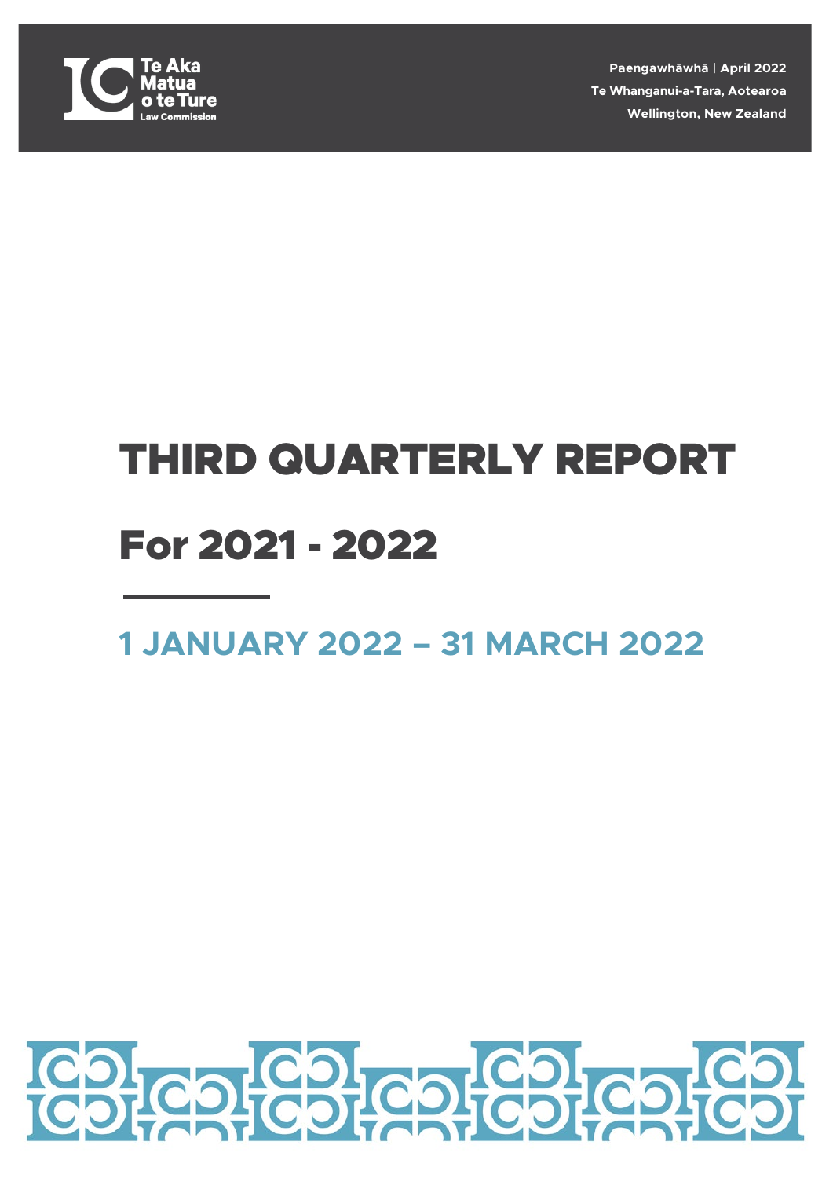Te Aka Matua o te Ture
Law Commission

Paengawhāwhā | April 2022
Te Whanganui-a-Tara, Aotearoa
Wellington, New Zealand

# THIRD QUARTERLY REPORT

# For 2021 - 2022

## 1 JANUARY 2022 – 31 MARCH 2022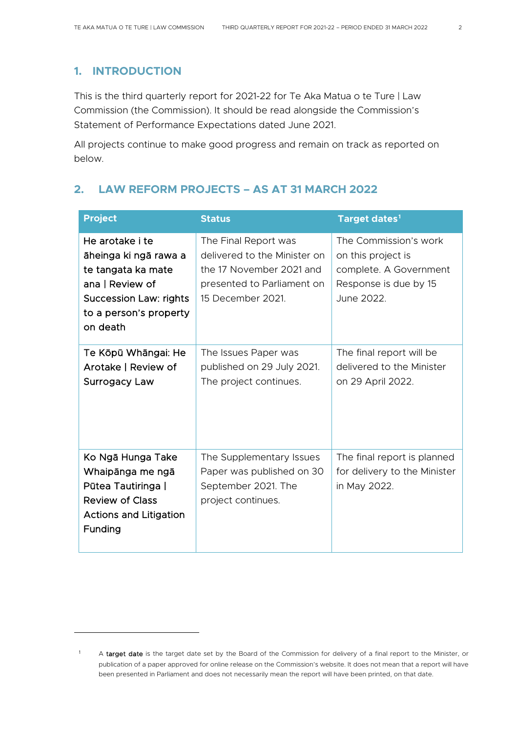## 1. INTRODUCTION

This is the third quarterly report for 2021-22 for Te Aka Matua o te Ture | Law Commission (the Commission). It should be read alongside the Commission's Statement of Performance Expectations dated June 2021.

All projects continue to make good progress and remain on track as reported on below.

## 2. LAW REFORM PROJECTS – AS AT 31 MARCH 2022

| Project | Status | Target dates[1] |
|---|---|---|
| He arotake i te āheinga ki ngā rawa a te tangata ka mate ana \| Review of Succession Law: rights to a person's property on death | The Final Report was delivered to the Minister on the 17 November 2021 and presented to Parliament on 15 December 2021. | The Commission's work on this project is complete. A Government Response is due by 15 June 2022. |
| Te Kōpū Whāngai: He Arotake \| Review of Surrogacy Law | The Issues Paper was published on 29 July 2021. The project continues. | The final report will be delivered to the Minister on 29 April 2022. |
| Ko Ngā Hunga Take Whaipānga me ngā Pūtea Tautiringa \| Review of Class Actions and Litigation Funding | The Supplementary Issues Paper was published on 30 September 2021. The project continues. | The final report is planned for delivery to the Minister in May 2022. |

[1] A **target date** is the target date set by the Board of the Commission for delivery of a final report to the Minister, or publication of a paper approved for online release on the Commission's website. It does not mean that a report will have been presented in Parliament and does not necessarily mean the report will have been printed, on that date.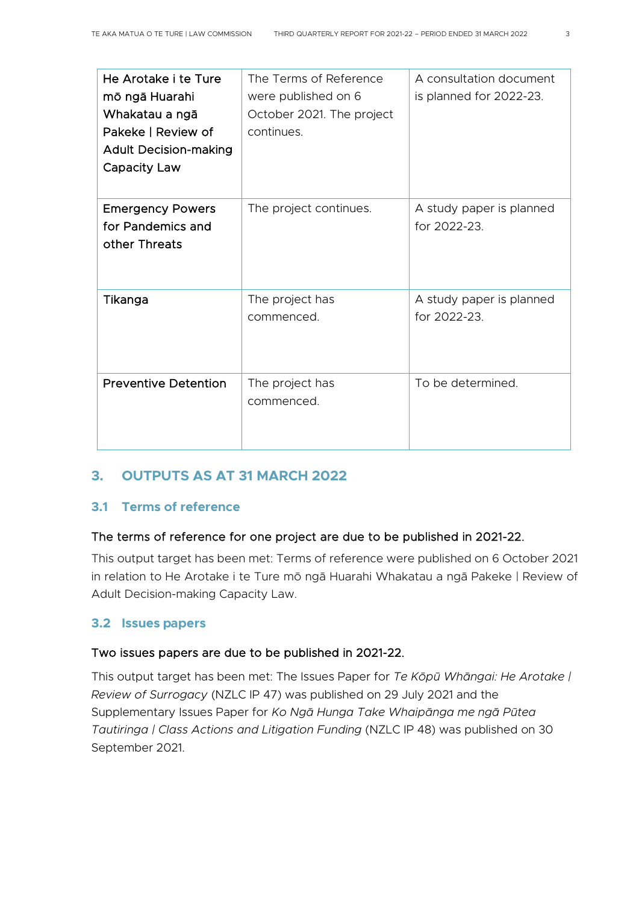| | | |
|---|---|---|
| He Arotake i te Ture mō ngā Huarahi Whakatau a ngā Pakeke \| Review of Adult Decision-making Capacity Law | The Terms of Reference were published on 6 October 2021. The project continues. | A consultation document is planned for 2022-23. |
| Emergency Powers for Pandemics and other Threats | The project continues. | A study paper is planned for 2022-23. |
| Tikanga | The project has commenced. | A study paper is planned for 2022-23. |
| Preventive Detention | The project has commenced. | To be determined. |

## 3. OUTPUTS AS AT 31 MARCH 2022

### 3.1 Terms of reference

The terms of reference for one project are due to be published in 2021-22.

This output target has been met: Terms of reference were published on 6 October 2021 in relation to He Arotake i te Ture mō ngā Huarahi Whakatau a ngā Pakeke | Review of Adult Decision-making Capacity Law.

### 3.2 Issues papers

Two issues papers are due to be published in 2021-22.

This output target has been met: The Issues Paper for *Te Kōpū Whāngai: He Arotake | Review of Surrogacy* (NZLC IP 47) was published on 29 July 2021 and the Supplementary Issues Paper for *Ko Ngā Hunga Take Whaipānga me ngā Pūtea Tautiringa | Class Actions and Litigation Funding* (NZLC IP 48) was published on 30 September 2021.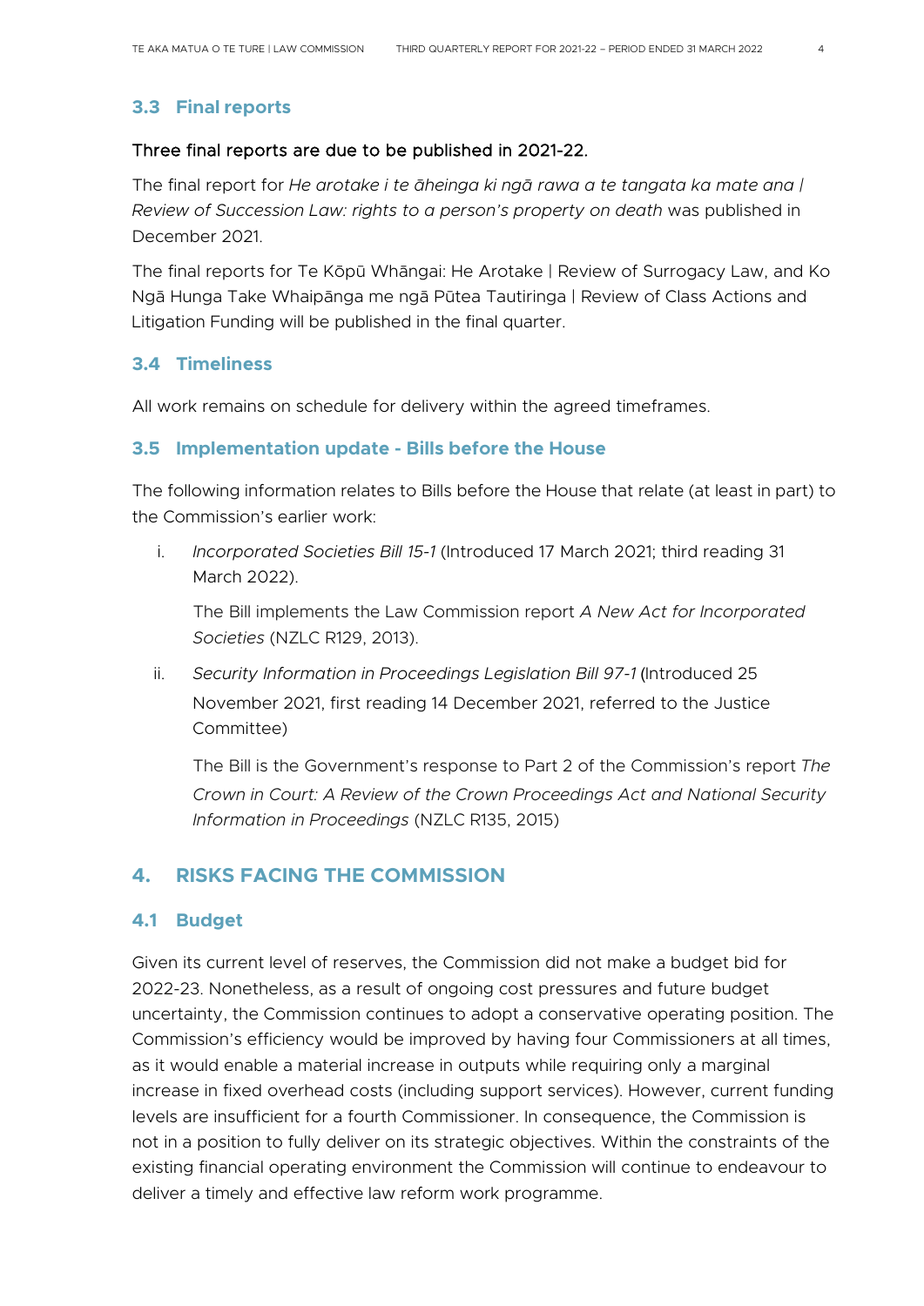### 3.3 Final reports

Three final reports are due to be published in 2021-22.

The final report for *He arotake i te āheinga ki ngā rawa a te tangata ka mate ana | Review of Succession Law: rights to a person's property on death* was published in December 2021.

The final reports for Te Kōpū Whāngai: He Arotake | Review of Surrogacy Law, and Ko Ngā Hunga Take Whaipānga me ngā Pūtea Tautiringa | Review of Class Actions and Litigation Funding will be published in the final quarter.

### 3.4 Timeliness

All work remains on schedule for delivery within the agreed timeframes.

### 3.5 Implementation update - Bills before the House

The following information relates to Bills before the House that relate (at least in part) to the Commission's earlier work:

i. *Incorporated Societies Bill 15-1* (Introduced 17 March 2021; third reading 31 March 2022).

   The Bill implements the Law Commission report *A New Act for Incorporated Societies* (NZLC R129, 2013).

ii. *Security Information in Proceedings Legislation Bill 97-1* (Introduced 25 November 2021, first reading 14 December 2021, referred to the Justice Committee)

   The Bill is the Government's response to Part 2 of the Commission's report *The Crown in Court: A Review of the Crown Proceedings Act and National Security Information in Proceedings* (NZLC R135, 2015)

## 4. RISKS FACING THE COMMISSION

### 4.1 Budget

Given its current level of reserves, the Commission did not make a budget bid for 2022-23. Nonetheless, as a result of ongoing cost pressures and future budget uncertainty, the Commission continues to adopt a conservative operating position. The Commission's efficiency would be improved by having four Commissioners at all times, as it would enable a material increase in outputs while requiring only a marginal increase in fixed overhead costs (including support services). However, current funding levels are insufficient for a fourth Commissioner. In consequence, the Commission is not in a position to fully deliver on its strategic objectives. Within the constraints of the existing financial operating environment the Commission will continue to endeavour to deliver a timely and effective law reform work programme.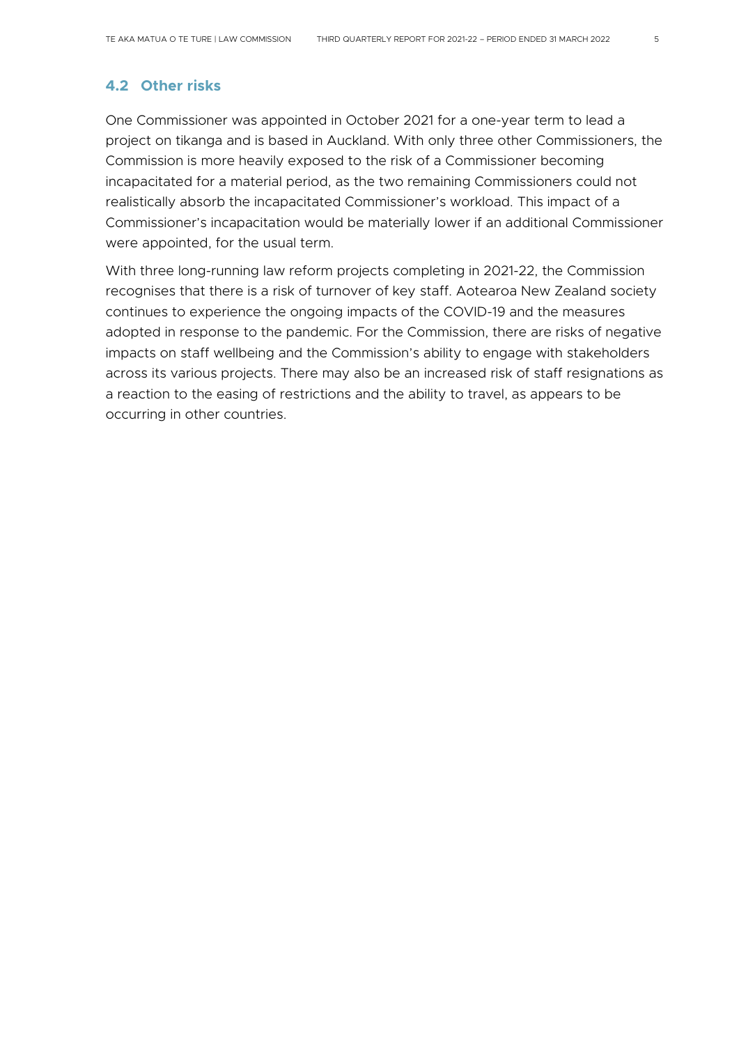## 4.2 Other risks

One Commissioner was appointed in October 2021 for a one-year term to lead a project on tikanga and is based in Auckland. With only three other Commissioners, the Commission is more heavily exposed to the risk of a Commissioner becoming incapacitated for a material period, as the two remaining Commissioners could not realistically absorb the incapacitated Commissioner's workload. This impact of a Commissioner's incapacitation would be materially lower if an additional Commissioner were appointed, for the usual term.

With three long-running law reform projects completing in 2021-22, the Commission recognises that there is a risk of turnover of key staff. Aotearoa New Zealand society continues to experience the ongoing impacts of the COVID-19 and the measures adopted in response to the pandemic. For the Commission, there are risks of negative impacts on staff wellbeing and the Commission's ability to engage with stakeholders across its various projects. There may also be an increased risk of staff resignations as a reaction to the easing of restrictions and the ability to travel, as appears to be occurring in other countries.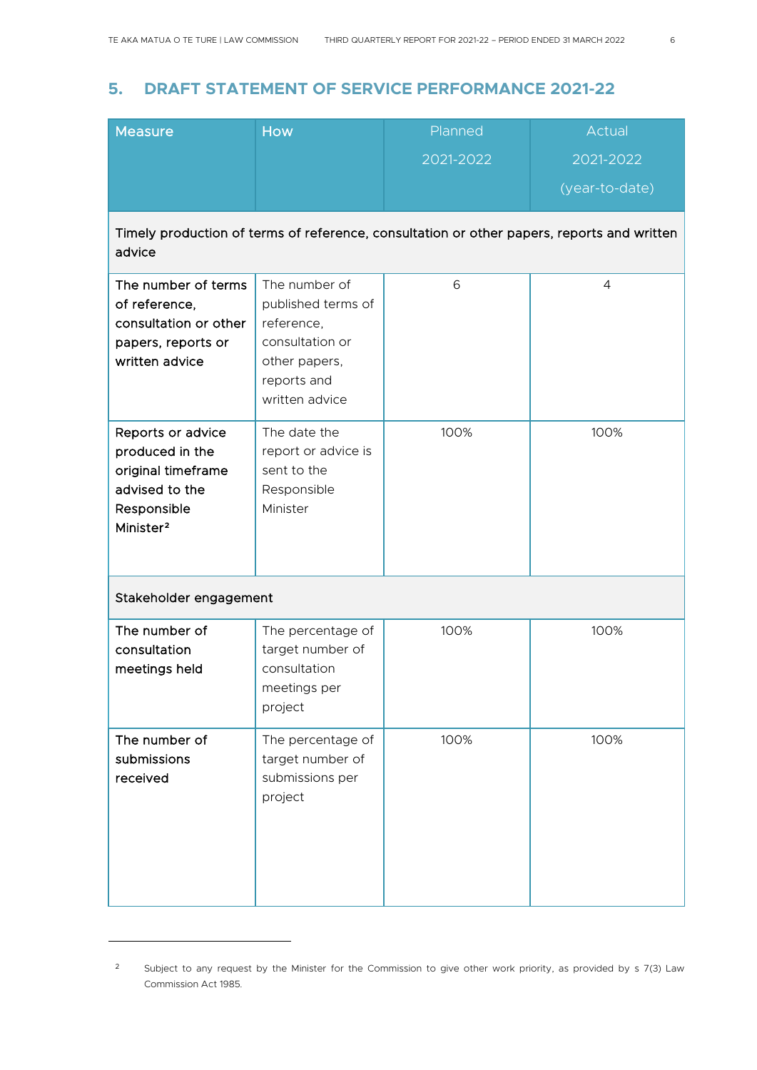## 5. DRAFT STATEMENT OF SERVICE PERFORMANCE 2021-22

| Measure | How | Planned 2021-2022 | Actual 2021-2022 (year-to-date) |
|---|---|---|---|
| **Timely production of terms of reference, consultation or other papers, reports and written advice** | | | |
| The number of terms of reference, consultation or other papers, reports or written advice | The number of published terms of reference, consultation or other papers, reports and written advice | 6 | 4 |
| Reports or advice produced in the original timeframe advised to the Responsible Minister[2] | The date the report or advice is sent to the Responsible Minister | 100% | 100% |
| **Stakeholder engagement** | | | |
| The number of consultation meetings held | The percentage of target number of consultation meetings per project | 100% | 100% |
| The number of submissions received | The percentage of target number of submissions per project | 100% | 100% |

[2] Subject to any request by the Minister for the Commission to give other work priority, as provided by s 7(3) Law Commission Act 1985.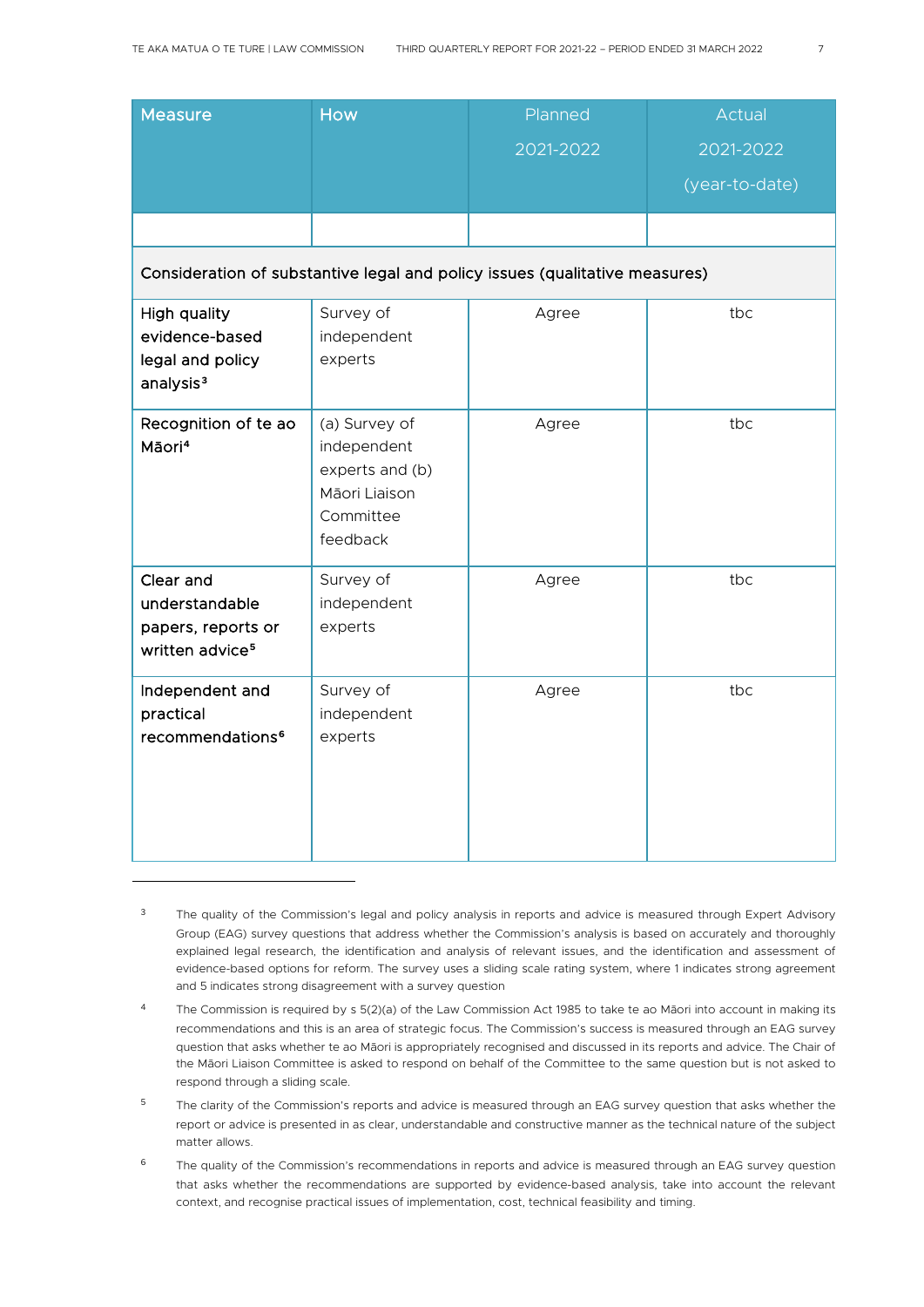| Measure | How | Planned 2021-2022 | Actual 2021-2022 (year-to-date) |
|---|---|---|---|
| | | | |
| Consideration of substantive legal and policy issues (qualitative measures) | | | |
| High quality evidence-based legal and policy analysis[3] | Survey of independent experts | Agree | tbc |
| Recognition of te ao Māori[4] | (a) Survey of independent experts and (b) Māori Liaison Committee feedback | Agree | tbc |
| Clear and understandable papers, reports or written advice[5] | Survey of independent experts | Agree | tbc |
| Independent and practical recommendations[6] | Survey of independent experts | Agree | tbc |

---

[3] The quality of the Commission's legal and policy analysis in reports and advice is measured through Expert Advisory Group (EAG) survey questions that address whether the Commission's analysis is based on accurately and thoroughly explained legal research, the identification and analysis of relevant issues, and the identification and assessment of evidence-based options for reform. The survey uses a sliding scale rating system, where 1 indicates strong agreement and 5 indicates strong disagreement with a survey question

[4] The Commission is required by s 5(2)(a) of the Law Commission Act 1985 to take te ao Māori into account in making its recommendations and this is an area of strategic focus. The Commission's success is measured through an EAG survey question that asks whether te ao Māori is appropriately recognised and discussed in its reports and advice. The Chair of the Māori Liaison Committee is asked to respond on behalf of the Committee to the same question but is not asked to respond through a sliding scale.

[5] The clarity of the Commission's reports and advice is measured through an EAG survey question that asks whether the report or advice is presented in as clear, understandable and constructive manner as the technical nature of the subject matter allows.

[6] The quality of the Commission's recommendations in reports and advice is measured through an EAG survey question that asks whether the recommendations are supported by evidence-based analysis, take into account the relevant context, and recognise practical issues of implementation, cost, technical feasibility and timing.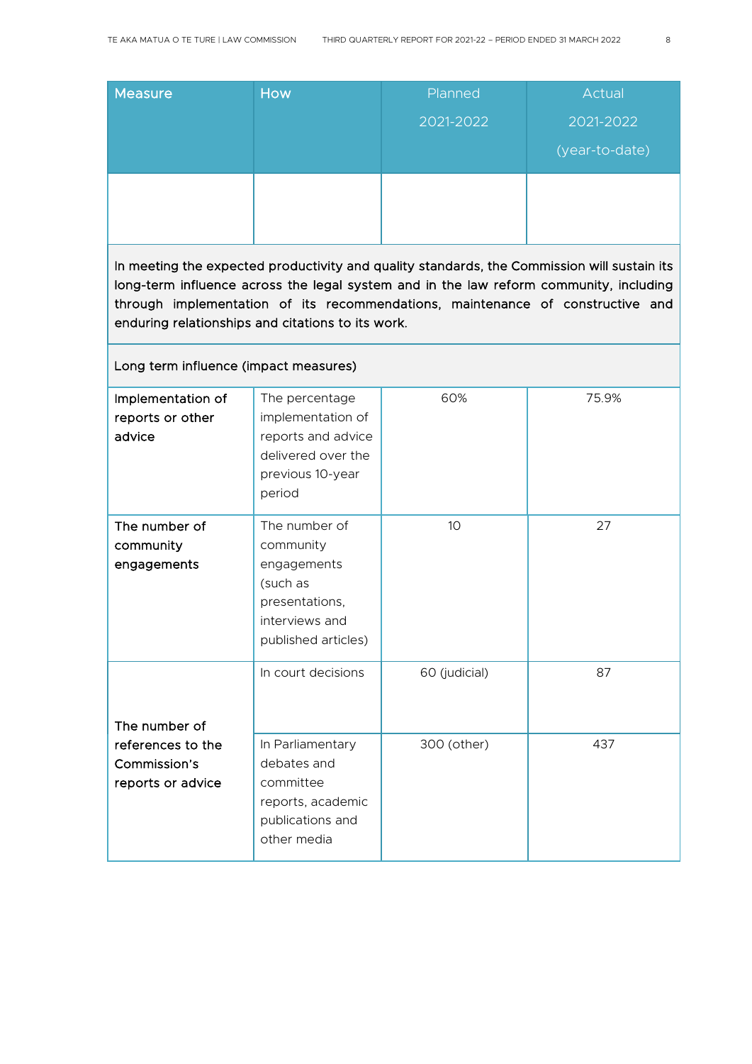| Measure | How | Planned 2021-2022 | Actual 2021-2022 (year-to-date) |
|---|---|---|---|
| | | | |
| In meeting the expected productivity and quality standards, the Commission will sustain its long-term influence across the legal system and in the law reform community, including through implementation of its recommendations, maintenance of constructive and enduring relationships and citations to its work. | | | |
| Long term influence (impact measures) | | | |
| Implementation of reports or other advice | The percentage implementation of reports and advice delivered over the previous 10-year period | 60% | 75.9% |
| The number of community engagements | The number of community engagements (such as presentations, interviews and published articles) | 10 | 27 |
| The number of references to the Commission's reports or advice | In court decisions | 60 (judicial) | 87 |
| | In Parliamentary debates and committee reports, academic publications and other media | 300 (other) | 437 |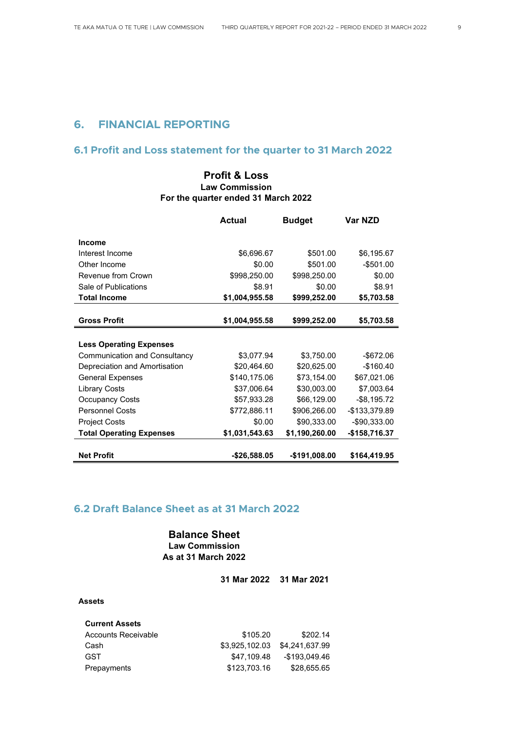## 6. FINANCIAL REPORTING

### 6.1 Profit and Loss statement for the quarter to 31 March 2022

**Profit & Loss**
**Law Commission**
**For the quarter ended 31 March 2022**

| | Actual | Budget | Var NZD |
|---|---|---|---|
| **Income** | | | |
| Interest Income | $6,696.67 | $501.00 | $6,195.67 |
| Other Income | $0.00 | $501.00 | -$501.00 |
| Revenue from Crown | $998,250.00 | $998,250.00 | $0.00 |
| Sale of Publications | $8.91 | $0.00 | $8.91 |
| **Total Income** | **$1,004,955.58** | **$999,252.00** | **$5,703.58** |
| **Gross Profit** | **$1,004,955.58** | **$999,252.00** | **$5,703.58** |
| **Less Operating Expenses** | | | |
| Communication and Consultancy | $3,077.94 | $3,750.00 | -$672.06 |
| Depreciation and Amortisation | $20,464.60 | $20,625.00 | -$160.40 |
| General Expenses | $140,175.06 | $73,154.00 | $67,021.06 |
| Library Costs | $37,006.64 | $30,003.00 | $7,003.64 |
| Occupancy Costs | $57,933.28 | $66,129.00 | -$8,195.72 |
| Personnel Costs | $772,886.11 | $906,266.00 | -$133,379.89 |
| Project Costs | $0.00 | $90,333.00 | -$90,333.00 |
| **Total Operating Expenses** | **$1,031,543.63** | **$1,190,260.00** | **-$158,716.37** |
| **Net Profit** | **-$26,588.05** | **-$191,008.00** | **$164,419.95** |

### 6.2 Draft Balance Sheet as at 31 March 2022

**Balance Sheet**
**Law Commission**
**As at 31 March 2022**

| | 31 Mar 2022 | 31 Mar 2021 |
|---|---|---|
| **Assets** | | |
| **Current Assets** | | |
| Accounts Receivable | $105.20 | $202.14 |
| Cash | $3,925,102.03 | $4,241,637.99 |
| GST | $47,109.48 | -$193,049.46 |
| Prepayments | $123,703.16 | $28,655.65 |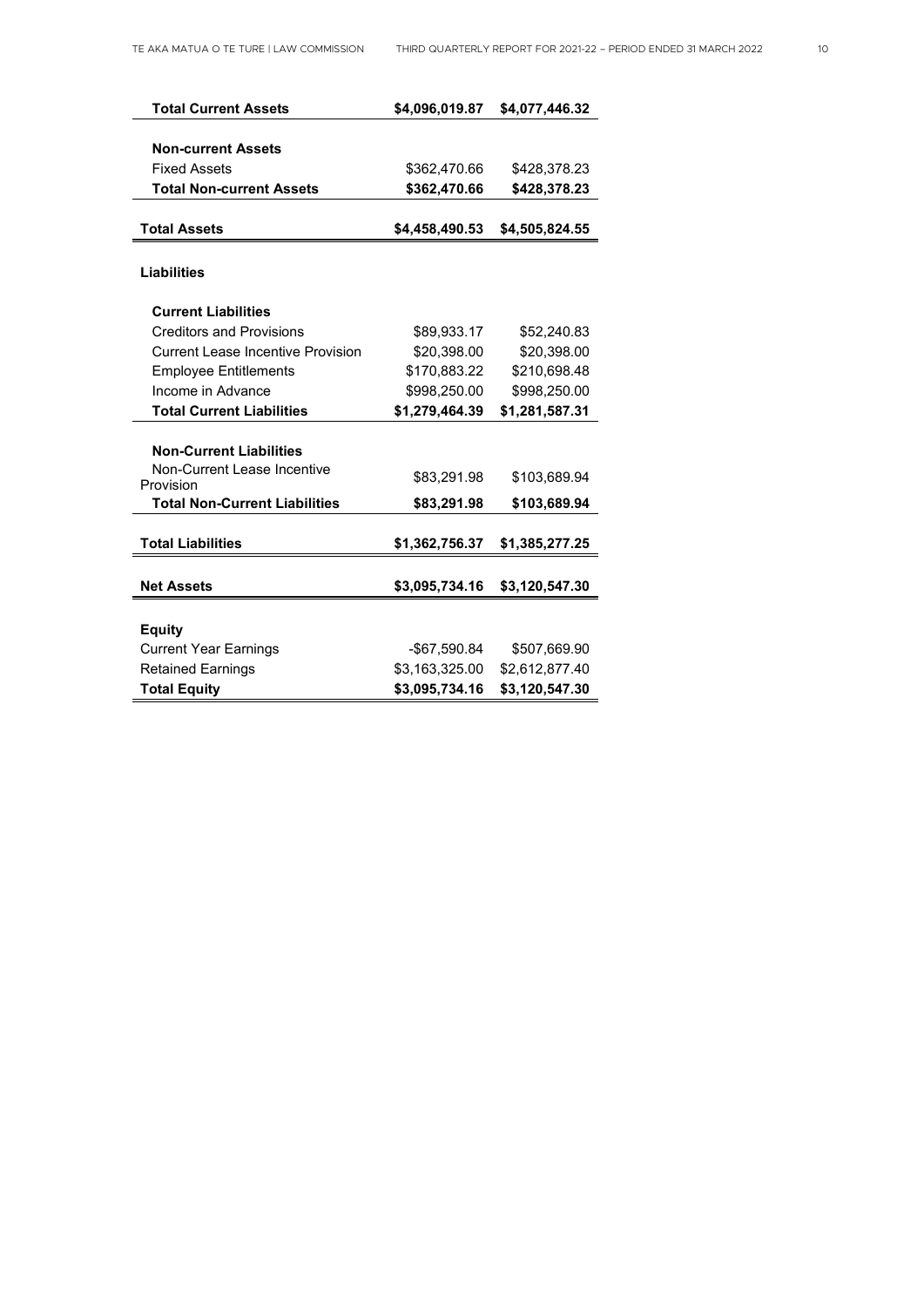| | | |
|---|---|---|
| **Total Current Assets** | **$4,096,019.87** | **$4,077,446.32** |
| **Non-current Assets** | | |
| Fixed Assets | $362,470.66 | $428,378.23 |
| **Total Non-current Assets** | **$362,470.66** | **$428,378.23** |
| **Total Assets** | **$4,458,490.53** | **$4,505,824.55** |
| **Liabilities** | | |
| **Current Liabilities** | | |
| Creditors and Provisions | $89,933.17 | $52,240.83 |
| Current Lease Incentive Provision | $20,398.00 | $20,398.00 |
| Employee Entitlements | $170,883.22 | $210,698.48 |
| Income in Advance | $998,250.00 | $998,250.00 |
| **Total Current Liabilities** | **$1,279,464.39** | **$1,281,587.31** |
| **Non-Current Liabilities** | | |
| Non-Current Lease Incentive Provision | $83,291.98 | $103,689.94 |
| **Total Non-Current Liabilities** | **$83,291.98** | **$103,689.94** |
| **Total Liabilities** | **$1,362,756.37** | **$1,385,277.25** |
| **Net Assets** | **$3,095,734.16** | **$3,120,547.30** |
| **Equity** | | |
| Current Year Earnings | -$67,590.84 | $507,669.90 |
| Retained Earnings | $3,163,325.00 | $2,612,877.40 |
| **Total Equity** | **$3,095,734.16** | **$3,120,547.30** |